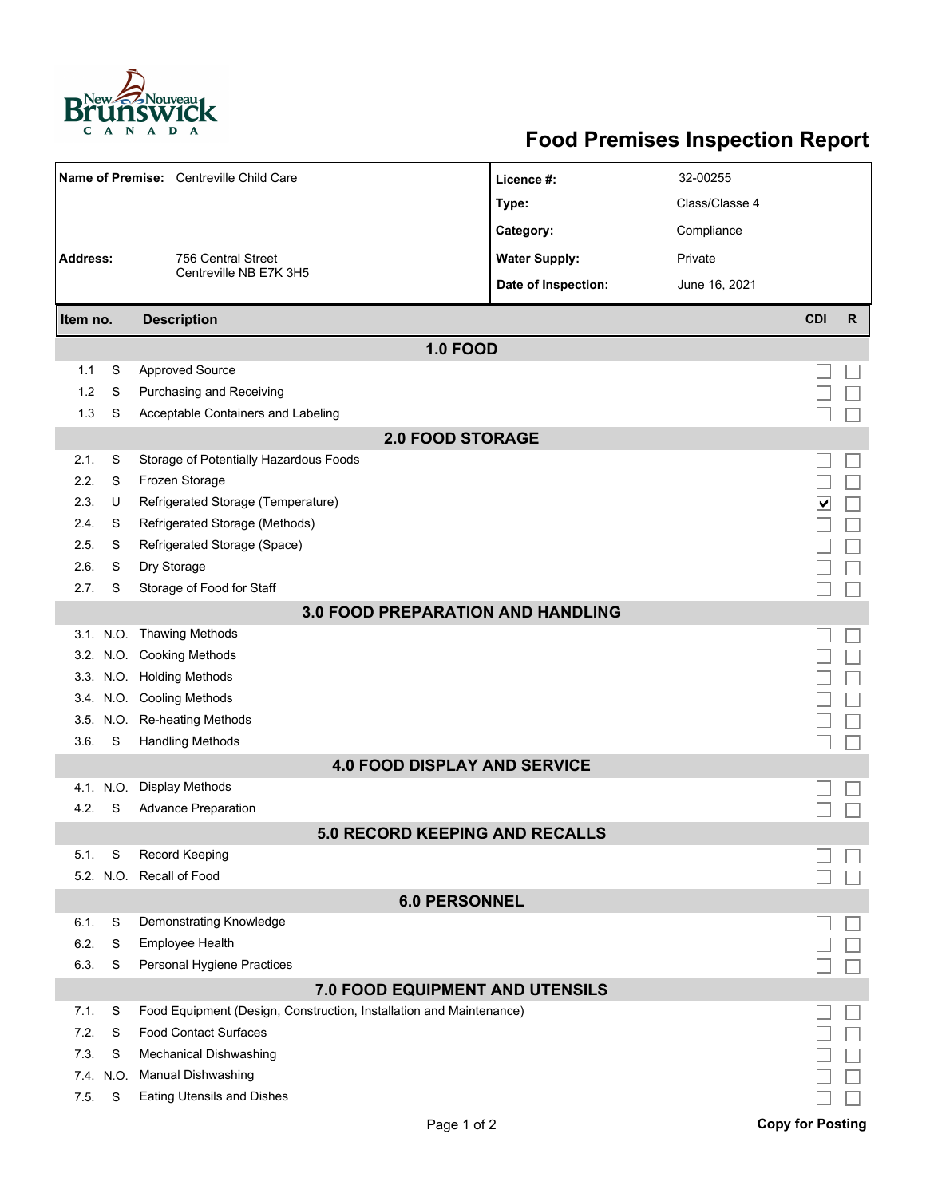# Food Premises Inspection Report

| | | | |
|---|---|---|---|
| **Name of Premise:** | Centreville Child Care | **Licence #:** | 32-00255 |
| | | **Type:** | Class/Classe 4 |
| | | **Category:** | Compliance |
| **Address:** | 756 Central Street<br>Centreville NB E7K 3H5 | **Water Supply:** | Private |
| | | **Date of Inspection:** | June 16, 2021 |

| Item no. | | Description | CDI | R |
|---|---|---|---|---|
| | | **1.0 FOOD** | | |
| 1.1 | S | Approved Source | ☐ | ☐ |
| 1.2 | S | Purchasing and Receiving | ☐ | ☐ |
| 1.3 | S | Acceptable Containers and Labeling | ☐ | ☐ |
| | | **2.0 FOOD STORAGE** | | |
| 2.1. | S | Storage of Potentially Hazardous Foods | ☐ | ☐ |
| 2.2. | S | Frozen Storage | ☐ | ☐ |
| 2.3. | U | Refrigerated Storage (Temperature) | ☑ | ☐ |
| 2.4. | S | Refrigerated Storage (Methods) | ☐ | ☐ |
| 2.5. | S | Refrigerated Storage (Space) | ☐ | ☐ |
| 2.6. | S | Dry Storage | ☐ | ☐ |
| 2.7. | S | Storage of Food for Staff | ☐ | ☐ |
| | | **3.0 FOOD PREPARATION AND HANDLING** | | |
| 3.1. | N.O. | Thawing Methods | ☐ | ☐ |
| 3.2. | N.O. | Cooking Methods | ☐ | ☐ |
| 3.3. | N.O. | Holding Methods | ☐ | ☐ |
| 3.4. | N.O. | Cooling Methods | ☐ | ☐ |
| 3.5. | N.O. | Re-heating Methods | ☐ | ☐ |
| 3.6. | S | Handling Methods | ☐ | ☐ |
| | | **4.0 FOOD DISPLAY AND SERVICE** | | |
| 4.1. | N.O. | Display Methods | ☐ | ☐ |
| 4.2. | S | Advance Preparation | ☐ | ☐ |
| | | **5.0 RECORD KEEPING AND RECALLS** | | |
| 5.1. | S | Record Keeping | ☐ | ☐ |
| 5.2. | N.O. | Recall of Food | ☐ | ☐ |
| | | **6.0 PERSONNEL** | | |
| 6.1. | S | Demonstrating Knowledge | ☐ | ☐ |
| 6.2. | S | Employee Health | ☐ | ☐ |
| 6.3. | S | Personal Hygiene Practices | ☐ | ☐ |
| | | **7.0 FOOD EQUIPMENT AND UTENSILS** | | |
| 7.1. | S | Food Equipment (Design, Construction, Installation and Maintenance) | ☐ | ☐ |
| 7.2. | S | Food Contact Surfaces | ☐ | ☐ |
| 7.3. | S | Mechanical Dishwashing | ☐ | ☐ |
| 7.4. | N.O. | Manual Dishwashing | ☐ | ☐ |
| 7.5. | S | Eating Utensils and Dishes | ☐ | ☐ |

**Copy for Posting**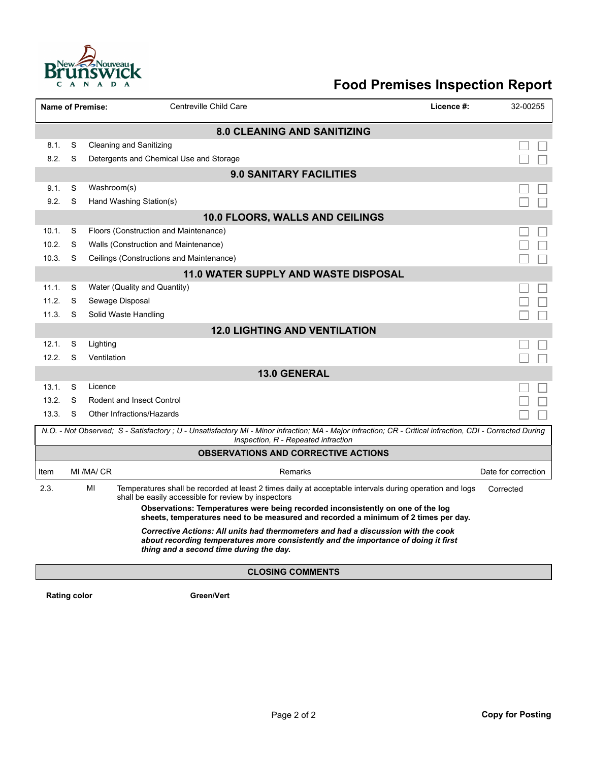# Food Premises Inspection Report

| **Name of Premise:** | Centreville Child Care | **Licence #:** | 32-00255 |
|---|---|---|---|

## 8.0 CLEANING AND SANITIZING

| | | | | |
|---|---|---|---|---|
| 8.1. | S | Cleaning and Sanitizing | ☐ | ☐ |
| 8.2. | S | Detergents and Chemical Use and Storage | ☐ | ☐ |

## 9.0 SANITARY FACILITIES

| | | | | |
|---|---|---|---|---|
| 9.1. | S | Washroom(s) | ☐ | ☐ |
| 9.2. | S | Hand Washing Station(s) | ☐ | ☐ |

## 10.0 FLOORS, WALLS AND CEILINGS

| | | | | |
|---|---|---|---|---|
| 10.1. | S | Floors (Construction and Maintenance) | ☐ | ☐ |
| 10.2. | S | Walls (Construction and Maintenance) | ☐ | ☐ |
| 10.3. | S | Ceilings (Constructions and Maintenance) | ☐ | ☐ |

## 11.0 WATER SUPPLY AND WASTE DISPOSAL

| | | | | |
|---|---|---|---|---|
| 11.1. | S | Water (Quality and Quantity) | ☐ | ☐ |
| 11.2. | S | Sewage Disposal | ☐ | ☐ |
| 11.3. | S | Solid Waste Handling | ☐ | ☐ |

## 12.0 LIGHTING AND VENTILATION

| | | | | |
|---|---|---|---|---|
| 12.1. | S | Lighting | ☐ | ☐ |
| 12.2. | S | Ventilation | ☐ | ☐ |

## 13.0 GENERAL

| | | | | |
|---|---|---|---|---|
| 13.1. | S | Licence | ☐ | ☐ |
| 13.2. | S | Rodent and Insect Control | ☐ | ☐ |
| 13.3. | S | Other Infractions/Hazards | ☐ | ☐ |

*N.O. - Not Observed; S - Satisfactory ; U - Unsatisfactory MI - Minor infraction; MA - Major infraction; CR - Critical infraction, CDI - Corrected During Inspection, R - Repeated infraction*

## OBSERVATIONS AND CORRECTIVE ACTIONS

| Item | MI /MA/ CR | Remarks | Date for correction |
|---|---|---|---|
| 2.3. | MI | Temperatures shall be recorded at least 2 times daily at acceptable intervals during operation and logs shall be easily accessible for review by inspectors | Corrected |

**Observations: Temperatures were being recorded inconsistently on one of the log sheets, temperatures need to be measured and recorded a minimum of 2 times per day.**

***Corrective Actions: All units had thermometers and had a discussion with the cook about recording temperatures more consistently and the importance of doing it first thing and a second time during the day.***

## CLOSING COMMENTS

**Rating color** **Green/Vert**

**Copy for Posting**